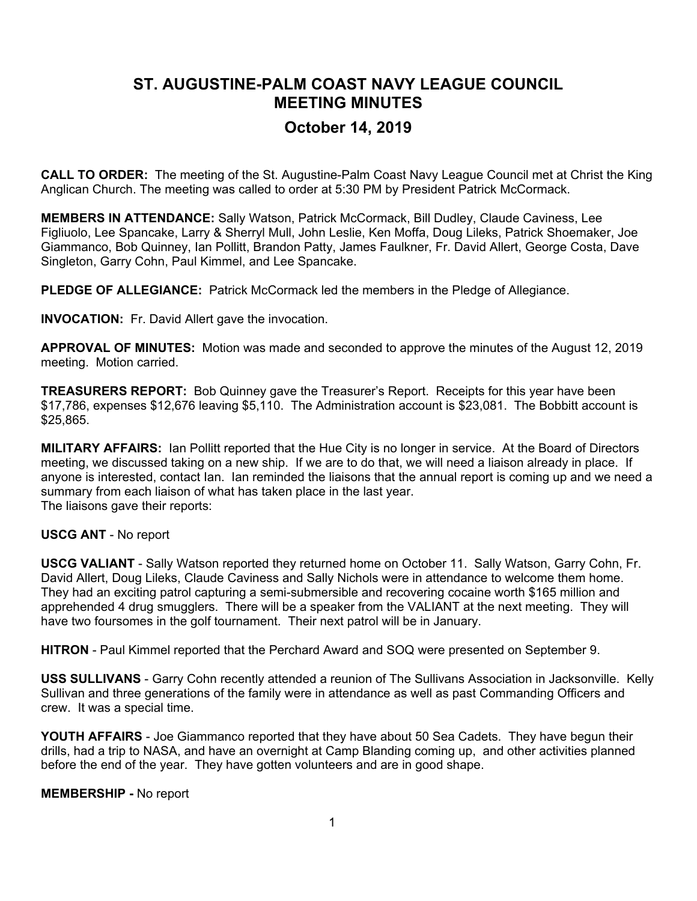# ST. AUGUSTINE-PALM COAST NAVY LEAGUE COUNCIL MEETING MINUTES

## October 14, 2019

**CALL TO ORDER:** The meeting of the St. Augustine-Palm Coast Navy League Council met at Christ the King Anglican Church. The meeting was called to order at 5:30 PM by President Patrick McCormack.

**MEMBERS IN ATTENDANCE:** Sally Watson, Patrick McCormack, Bill Dudley, Claude Caviness, Lee Figliuolo, Lee Spancake, Larry & Sherryl Mull, John Leslie, Ken Moffa, Doug Lileks, Patrick Shoemaker, Joe Giammanco, Bob Quinney, Ian Pollitt, Brandon Patty, James Faulkner, Fr. David Allert, George Costa, Dave Singleton, Garry Cohn, Paul Kimmel, and Lee Spancake.

**PLEDGE OF ALLEGIANCE:** Patrick McCormack led the members in the Pledge of Allegiance.

**INVOCATION:** Fr. David Allert gave the invocation.

**APPROVAL OF MINUTES:** Motion was made and seconded to approve the minutes of the August 12, 2019 meeting. Motion carried.

**TREASURERS REPORT:** Bob Quinney gave the Treasurer's Report. Receipts for this year have been $17,786, expenses $12,676 leaving $5,110. The Administration account is $23,081. The Bobbitt account is $25,865.

**MILITARY AFFAIRS:** Ian Pollitt reported that the Hue City is no longer in service. At the Board of Directors meeting, we discussed taking on a new ship. If we are to do that, we will need a liaison already in place. If anyone is interested, contact Ian. Ian reminded the liaisons that the annual report is coming up and we need a summary from each liaison of what has taken place in the last year.
The liaisons gave their reports:

**USCG ANT** - No report

**USCG VALIANT** - Sally Watson reported they returned home on October 11. Sally Watson, Garry Cohn, Fr. David Allert, Doug Lileks, Claude Caviness and Sally Nichols were in attendance to welcome them home. They had an exciting patrol capturing a semi-submersible and recovering cocaine worth $165 million and apprehended 4 drug smugglers. There will be a speaker from the VALIANT at the next meeting. They will have two foursomes in the golf tournament. Their next patrol will be in January.

**HITRON** - Paul Kimmel reported that the Perchard Award and SOQ were presented on September 9.

**USS SULLIVANS** - Garry Cohn recently attended a reunion of The Sullivans Association in Jacksonville. Kelly Sullivan and three generations of the family were in attendance as well as past Commanding Officers and crew. It was a special time.

**YOUTH AFFAIRS** - Joe Giammanco reported that they have about 50 Sea Cadets. They have begun their drills, had a trip to NASA, and have an overnight at Camp Blanding coming up, and other activities planned before the end of the year. They have gotten volunteers and are in good shape.

**MEMBERSHIP -** No report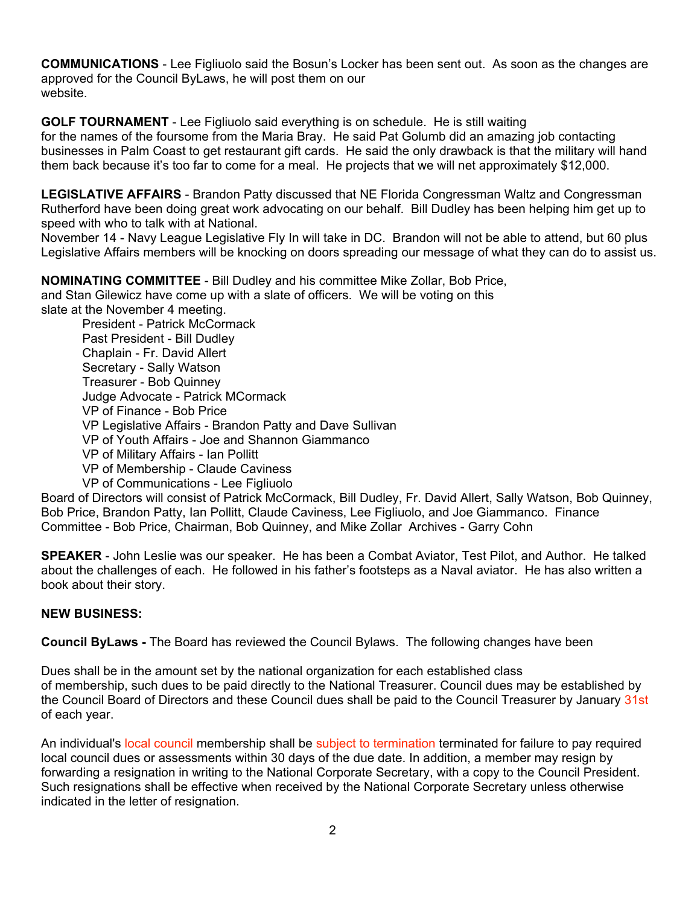**COMMUNICATIONS** - Lee Figliuolo said the Bosun's Locker has been sent out. As soon as the changes are approved for the Council ByLaws, he will post them on our website.

**GOLF TOURNAMENT** - Lee Figliuolo said everything is on schedule. He is still waiting for the names of the foursome from the Maria Bray. He said Pat Golumb did an amazing job contacting businesses in Palm Coast to get restaurant gift cards. He said the only drawback is that the military will hand them back because it's too far to come for a meal. He projects that we will net approximately $12,000.

**LEGISLATIVE AFFAIRS** - Brandon Patty discussed that NE Florida Congressman Waltz and Congressman Rutherford have been doing great work advocating on our behalf. Bill Dudley has been helping him get up to speed with who to talk with at National.
November 14 - Navy League Legislative Fly In will take in DC. Brandon will not be able to attend, but 60 plus Legislative Affairs members will be knocking on doors spreading our message of what they can do to assist us.

**NOMINATING COMMITTEE** - Bill Dudley and his committee Mike Zollar, Bob Price, and Stan Gilewicz have come up with a slate of officers. We will be voting on this slate at the November 4 meeting.

- President - Patrick McCormack
- Past President - Bill Dudley
- Chaplain - Fr. David Allert
- Secretary - Sally Watson
- Treasurer - Bob Quinney
- Judge Advocate - Patrick MCormack
- VP of Finance - Bob Price
- VP Legislative Affairs - Brandon Patty and Dave Sullivan
- VP of Youth Affairs - Joe and Shannon Giammanco
- VP of Military Affairs - Ian Pollitt
- VP of Membership - Claude Caviness
- VP of Communications - Lee Figliuolo

Board of Directors will consist of Patrick McCormack, Bill Dudley, Fr. David Allert, Sally Watson, Bob Quinney, Bob Price, Brandon Patty, Ian Pollitt, Claude Caviness, Lee Figliuolo, and Joe Giammanco. Finance Committee - Bob Price, Chairman, Bob Quinney, and Mike Zollar  Archives - Garry Cohn

**SPEAKER** - John Leslie was our speaker. He has been a Combat Aviator, Test Pilot, and Author. He talked about the challenges of each. He followed in his father's footsteps as a Naval aviator. He has also written a book about their story.

**NEW BUSINESS:**

**Council ByLaws -** The Board has reviewed the Council Bylaws. The following changes have been

Dues shall be in the amount set by the national organization for each established class of membership, such dues to be paid directly to the National Treasurer. Council dues may be established by the Council Board of Directors and these Council dues shall be paid to the Council Treasurer by January 31st of each year.

An individual's local council membership shall be subject to termination terminated for failure to pay required local council dues or assessments within 30 days of the due date. In addition, a member may resign by forwarding a resignation in writing to the National Corporate Secretary, with a copy to the Council President. Such resignations shall be effective when received by the National Corporate Secretary unless otherwise indicated in the letter of resignation.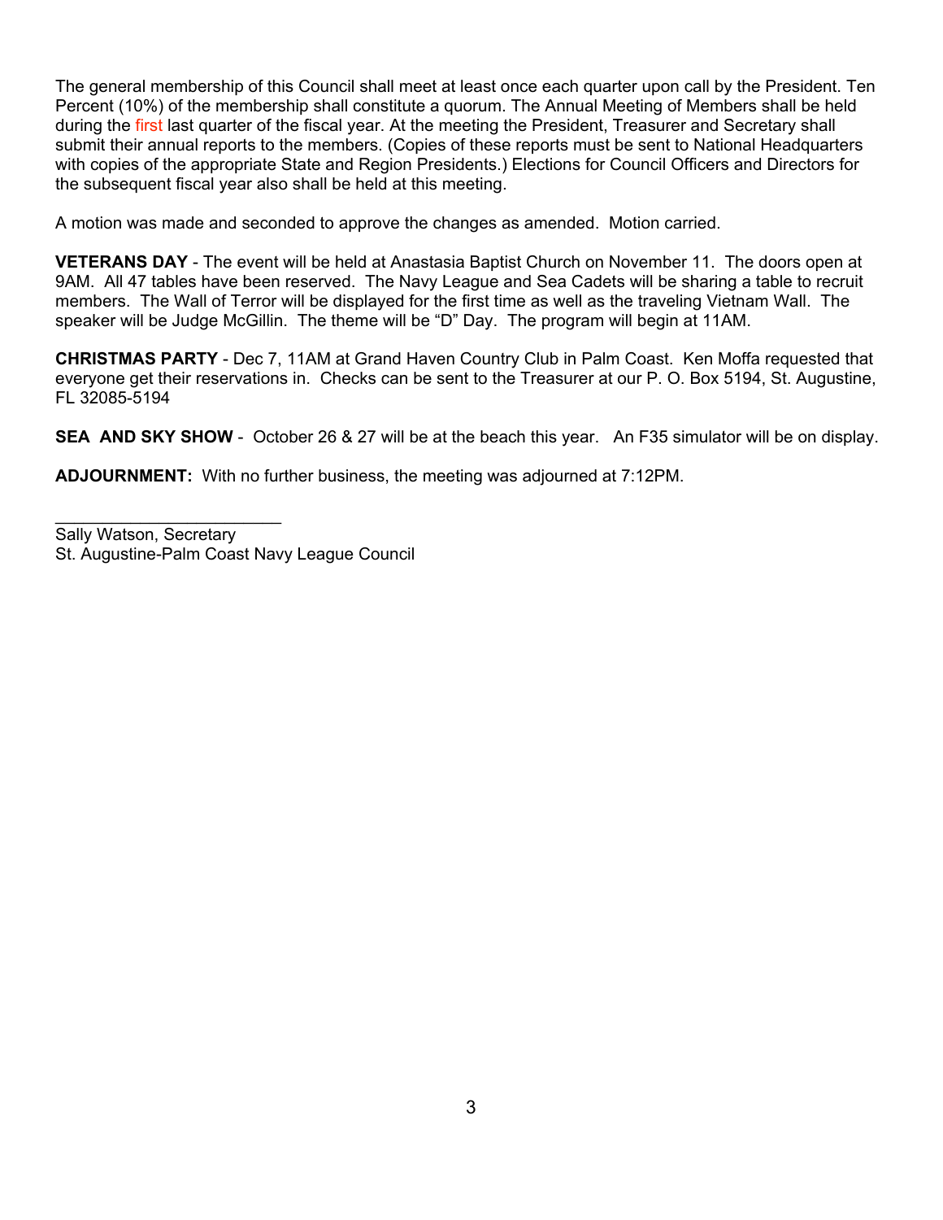The general membership of this Council shall meet at least once each quarter upon call by the President. Ten Percent (10%) of the membership shall constitute a quorum. The Annual Meeting of Members shall be held during the first last quarter of the fiscal year. At the meeting the President, Treasurer and Secretary shall submit their annual reports to the members. (Copies of these reports must be sent to National Headquarters with copies of the appropriate State and Region Presidents.) Elections for Council Officers and Directors for the subsequent fiscal year also shall be held at this meeting.

A motion was made and seconded to approve the changes as amended. Motion carried.

**VETERANS DAY** - The event will be held at Anastasia Baptist Church on November 11. The doors open at 9AM. All 47 tables have been reserved. The Navy League and Sea Cadets will be sharing a table to recruit members. The Wall of Terror will be displayed for the first time as well as the traveling Vietnam Wall. The speaker will be Judge McGillin. The theme will be "D" Day. The program will begin at 11AM.

**CHRISTMAS PARTY** - Dec 7, 11AM at Grand Haven Country Club in Palm Coast. Ken Moffa requested that everyone get their reservations in. Checks can be sent to the Treasurer at our P. O. Box 5194, St. Augustine, FL 32085-5194

**SEA AND SKY SHOW** - October 26 & 27 will be at the beach this year. An F35 simulator will be on display.

**ADJOURNMENT:** With no further business, the meeting was adjourned at 7:12PM.

________________________

Sally Watson, Secretary
St. Augustine-Palm Coast Navy League Council